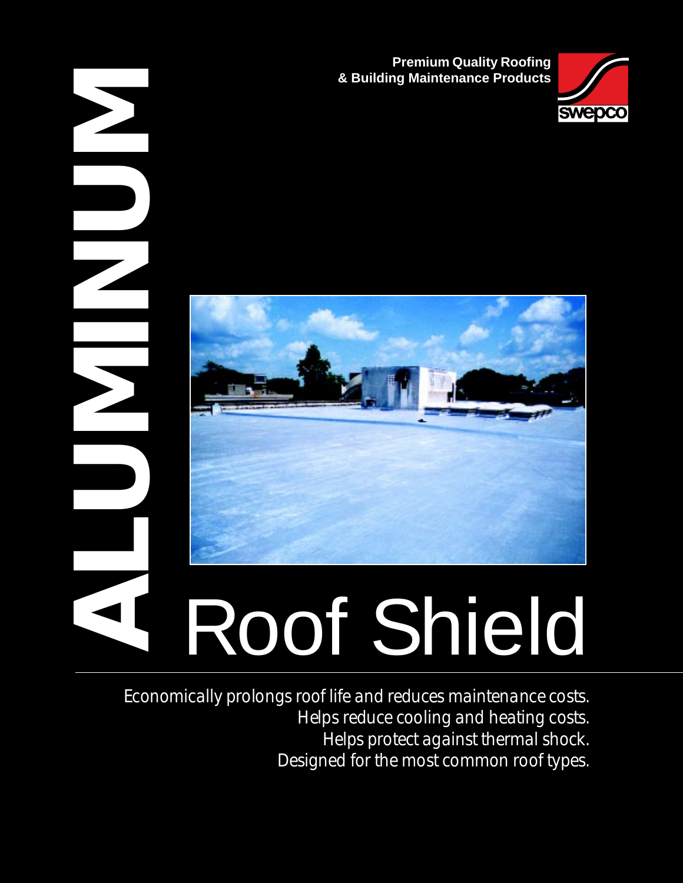Premium Quality Roofing
& Building Maintenance Products

swepco

# ALUMINUM Roof Shield

*Economically prolongs roof life and reduces maintenance costs.*
*Helps reduce cooling and heating costs.*
*Helps protect against thermal shock.*
*Designed for the most common roof types.*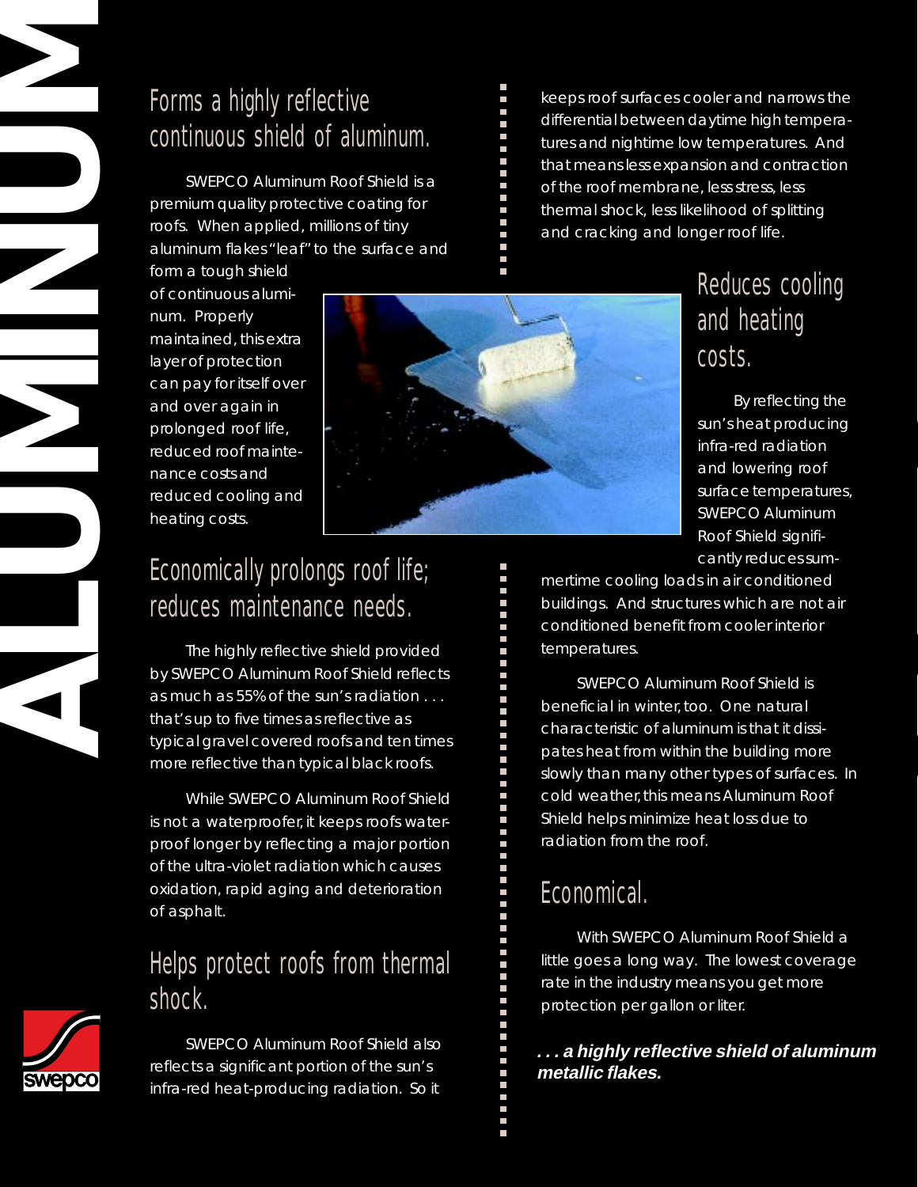# ALUMINUM

## Forms a highly reflective continuous shield of aluminum.

SWEPCO Aluminum Roof Shield is a premium quality protective coating for roofs. When applied, millions of tiny aluminum flakes "leaf" to the surface and form a tough shield of continuous aluminum. Properly maintained, this extra layer of protection can pay for itself over and over again in prolonged roof life, reduced roof maintenance costs and reduced cooling and heating costs.

## Economically prolongs roof life; reduces maintenance needs.

The highly reflective shield provided by SWEPCO Aluminum Roof Shield reflects as much as 55% of the sun's radiation . . . that's up to five times as reflective as typical gravel covered roofs and ten times more reflective than typical black roofs.

While SWEPCO Aluminum Roof Shield is not a waterproofer, it keeps roofs waterproof longer by reflecting a major portion of the ultra-violet radiation which causes oxidation, rapid aging and deterioration of asphalt.

## Helps protect roofs from thermal shock.

SWEPCO Aluminum Roof Shield also reflects a significant portion of the sun's infra-red heat-producing radiation. So it keeps roof surfaces cooler and narrows the differential between daytime high temperatures and nightime low temperatures. And that means less expansion and contraction of the roof membrane, less stress, less thermal shock, less likelihood of splitting and cracking and longer roof life.

## Reduces cooling and heating costs.

By reflecting the sun's heat producing infra-red radiation and lowering roof surface temperatures, SWEPCO Aluminum Roof Shield significantly reduces summertime cooling loads in air conditioned buildings. And structures which are not air conditioned benefit from cooler interior temperatures.

SWEPCO Aluminum Roof Shield is beneficial in winter, too. One natural characteristic of aluminum is that it dissipates heat from within the building more slowly than many other types of surfaces. In cold weather, this means Aluminum Roof Shield helps minimize heat loss due to radiation from the roof.

## Economical.

With SWEPCO Aluminum Roof Shield a little goes a long way. The lowest coverage rate in the industry means you get more protection per gallon or liter.

***. . . a highly reflective shield of aluminum metallic flakes.***

swepco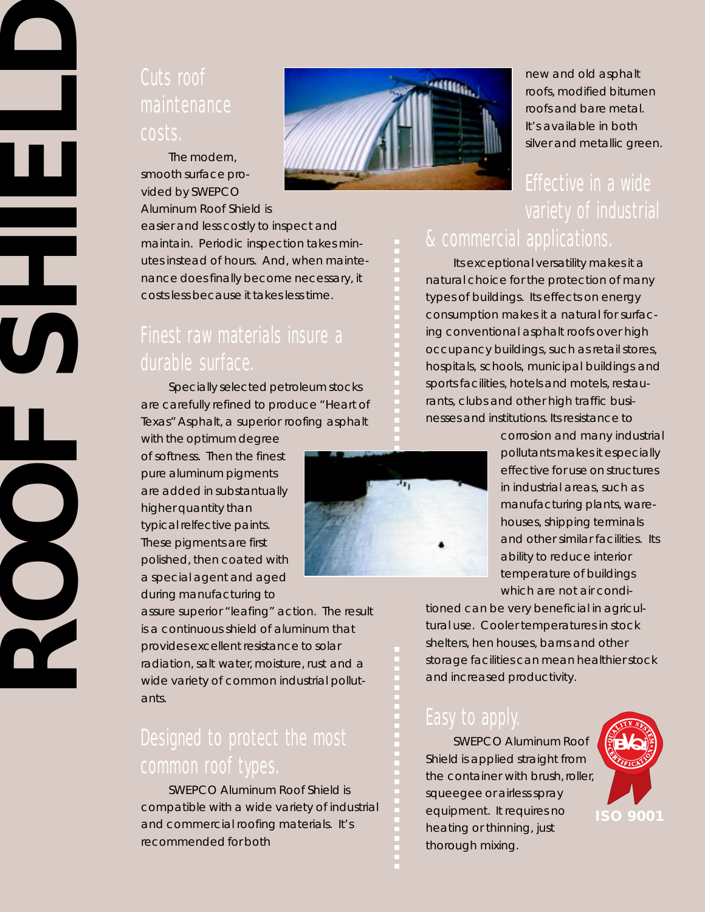# ROOF SHIELD

## Cuts roof maintenance costs.

The modern, smooth surface provided by SWEPCO Aluminum Roof Shield is easier and less costly to inspect and maintain. Periodic inspection takes minutes instead of hours. And, when maintenance does finally become necessary, it costs less because it takes less time.

## Finest raw materials insure a durable surface.

Specially selected petroleum stocks are carefully refined to produce "Heart of Texas" Asphalt, a superior roofing asphalt with the optimum degree of softness. Then the finest pure aluminum pigments are added in substantually higher quantity than typical relfective paints. These pigments are first polished, then coated with a special agent and aged during manufacturing to assure superior "leafing" action. The result is a continuous shield of aluminum that provides excellent resistance to solar radiation, salt water, moisture, rust and a wide variety of common industrial pollutants.

## Designed to protect the most common roof types.

SWEPCO Aluminum Roof Shield is compatible with a wide variety of industrial and commercial roofing materials. It's recommended for both new and old asphalt roofs, modified bitumen roofs and bare metal. It's available in both silver and metallic green.

## Effective in a wide variety of industrial & commercial applications.

Its exceptional versatility makes it a natural choice for the protection of many types of buildings. Its effects on energy consumption makes it a natural for surfacing conventional asphalt roofs over high occupancy buildings, such as retail stores, hospitals, schools, municipal buildings and sports facilities, hotels and motels, restaurants, clubs and other high traffic businesses and institutions. Its resistance to corrosion and many industrial pollutants makes it especially effective for use on structures in industrial areas, such as manufacturing plants, warehouses, shipping terminals and other similar facilities. Its ability to reduce interior temperature of buildings which are not air conditioned can be very beneficial in agricultural use. Cooler temperatures in stock shelters, hen houses, barns and other storage facilities can mean healthier stock and increased productivity.

## Easy to apply.

SWEPCO Aluminum Roof Shield is applied straight from the container with brush, roller, squeegee or airless spray equipment. It requires no heating or thinning, just thorough mixing.

ISO 9001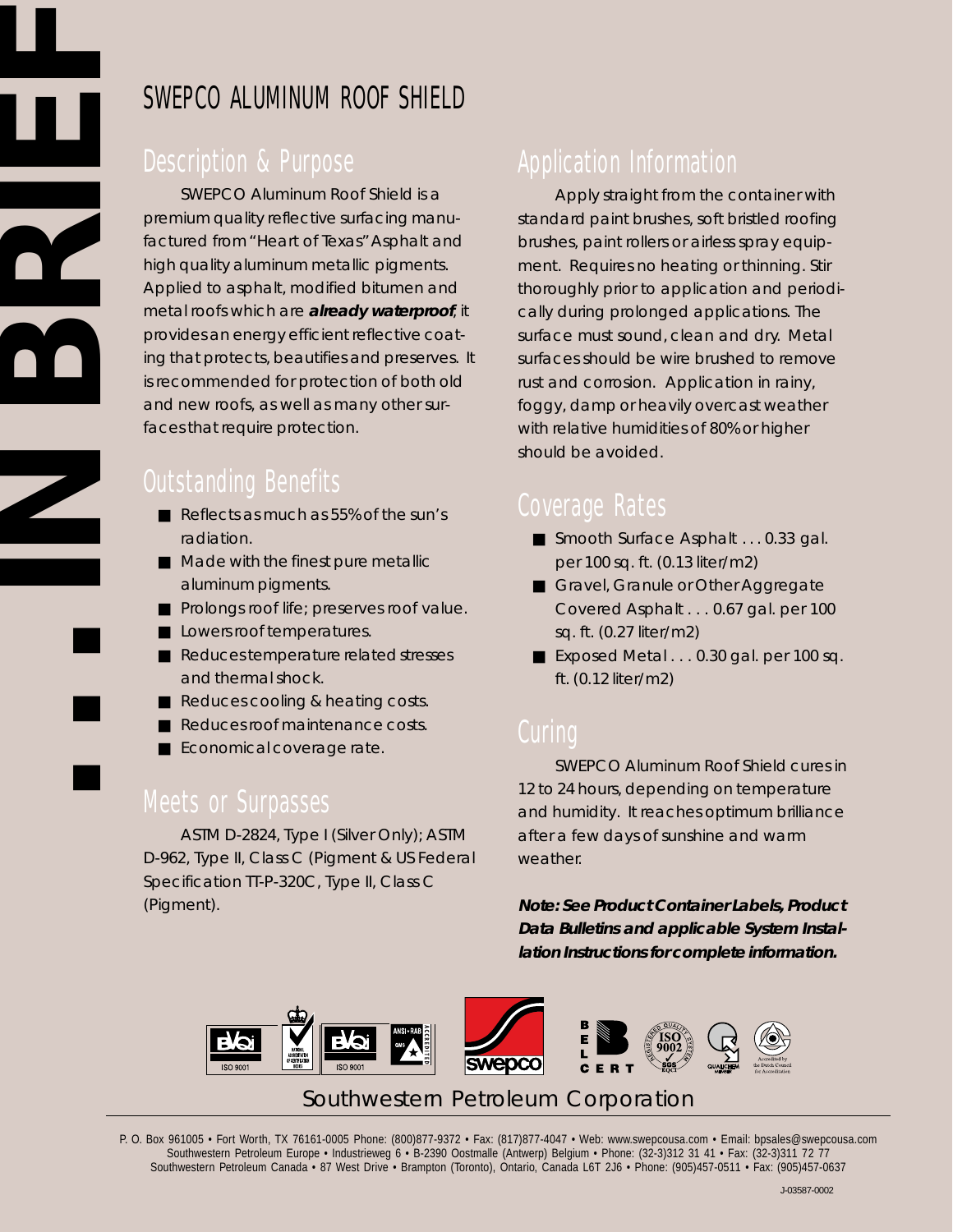# SWEPCO ALUMINUM ROOF SHIELD

## Description & Purpose

SWEPCO Aluminum Roof Shield is a premium quality reflective surfacing manufactured from "Heart of Texas" Asphalt and high quality aluminum metallic pigments. Applied to asphalt, modified bitumen and metal roofs which are ***already waterproof***, it provides an energy efficient reflective coating that protects, beautifies and preserves. It is recommended for protection of both old and new roofs, as well as many other surfaces that require protection.

## Outstanding Benefits

- Reflects as much as 55% of the sun's radiation.
- Made with the finest pure metallic aluminum pigments.
- Prolongs roof life; preserves roof value.
- Lowers roof temperatures.
- Reduces temperature related stresses and thermal shock.
- Reduces cooling & heating costs.
- Reduces roof maintenance costs.
- Economical coverage rate.

## Meets or Surpasses

ASTM D-2824, Type I (Silver Only); ASTM D-962, Type II, Class C (Pigment & US Federal Specification TT-P-320C, Type II, Class C (Pigment).

## Application Information

Apply straight from the container with standard paint brushes, soft bristled roofing brushes, paint rollers or airless spray equipment. Requires no heating or thinning. Stir thoroughly prior to application and periodically during prolonged applications. The surface must sound, clean and dry. Metal surfaces should be wire brushed to remove rust and corrosion. Application in rainy, foggy, damp or heavily overcast weather with relative humidities of 80% or higher should be avoided.

## Coverage Rates

- Smooth Surface Asphalt . . . 0.33 gal. per 100 sq. ft. (0.13 liter/m2)
- Gravel, Granule or Other Aggregate Covered Asphalt . . . 0.67 gal. per 100 sq. ft. (0.27 liter/m2)
- Exposed Metal . . . 0.30 gal. per 100 sq. ft. (0.12 liter/m2)

## Curing

SWEPCO Aluminum Roof Shield cures in 12 to 24 hours, depending on temperature and humidity. It reaches optimum brilliance after a few days of sunshine and warm weather.

***Note: See Product Container Labels, Product Data Bulletins and applicable System Installation Instructions for complete information.***

Southwestern Petroleum Corporation

P. O. Box 961005 • Fort Worth, TX 76161-0005 Phone: (800)877-9372 • Fax: (817)877-4047 • Web: www.swepcousa.com • Email: bpsales@swepcousa.com
Southwestern Petroleum Europe • Industrieweg 6 • B-2390 Oostmalle (Antwerp) Belgium • Phone: (32-3)312 31 41 • Fax: (32-3)311 72 77
Southwestern Petroleum Canada • 87 West Drive • Brampton (Toronto), Ontario, Canada L6T 2J6 • Phone: (905)457-0511 • Fax: (905)457-0637

J-03587-0002